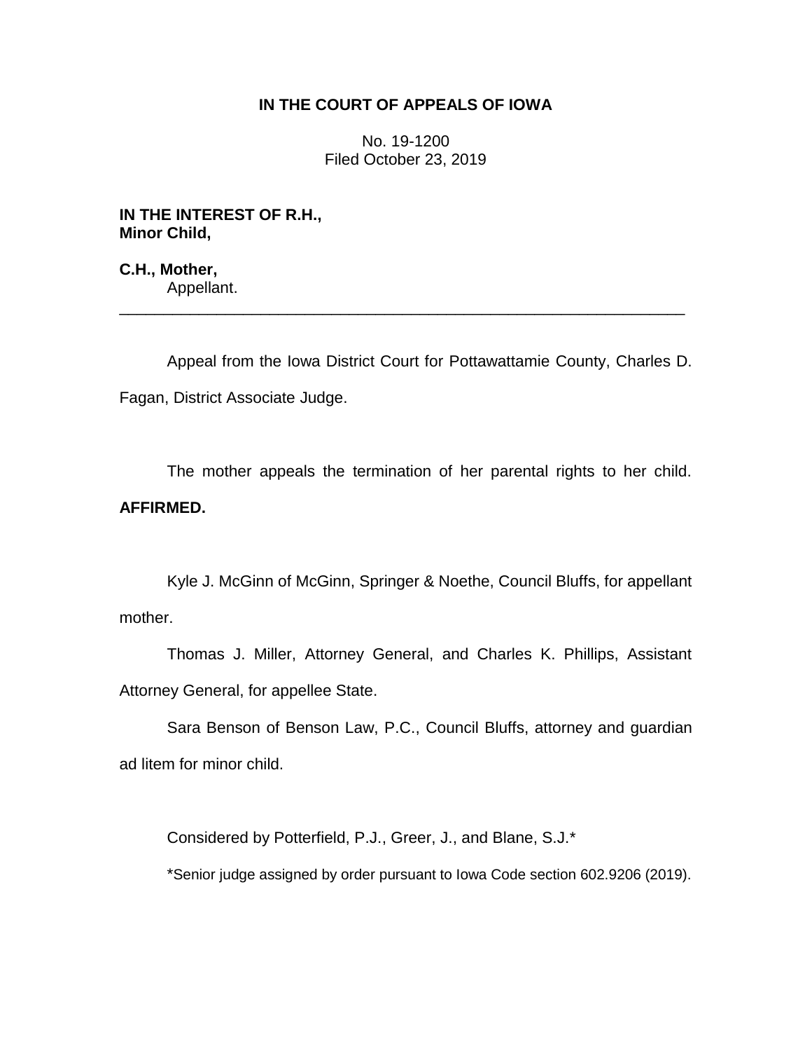**IN THE COURT OF APPEALS OF IOWA**

No. 19-1200
Filed October 23, 2019

**IN THE INTEREST OF R.H.,**
**Minor Child,**

**C.H., Mother,**
Appellant.

---

Appeal from the Iowa District Court for Pottawattamie County, Charles D. Fagan, District Associate Judge.

The mother appeals the termination of her parental rights to her child. **AFFIRMED.**

Kyle J. McGinn of McGinn, Springer & Noethe, Council Bluffs, for appellant mother.

Thomas J. Miller, Attorney General, and Charles K. Phillips, Assistant Attorney General, for appellee State.

Sara Benson of Benson Law, P.C., Council Bluffs, attorney and guardian ad litem for minor child.

Considered by Potterfield, P.J., Greer, J., and Blane, S.J.*

*Senior judge assigned by order pursuant to Iowa Code section 602.9206 (2019).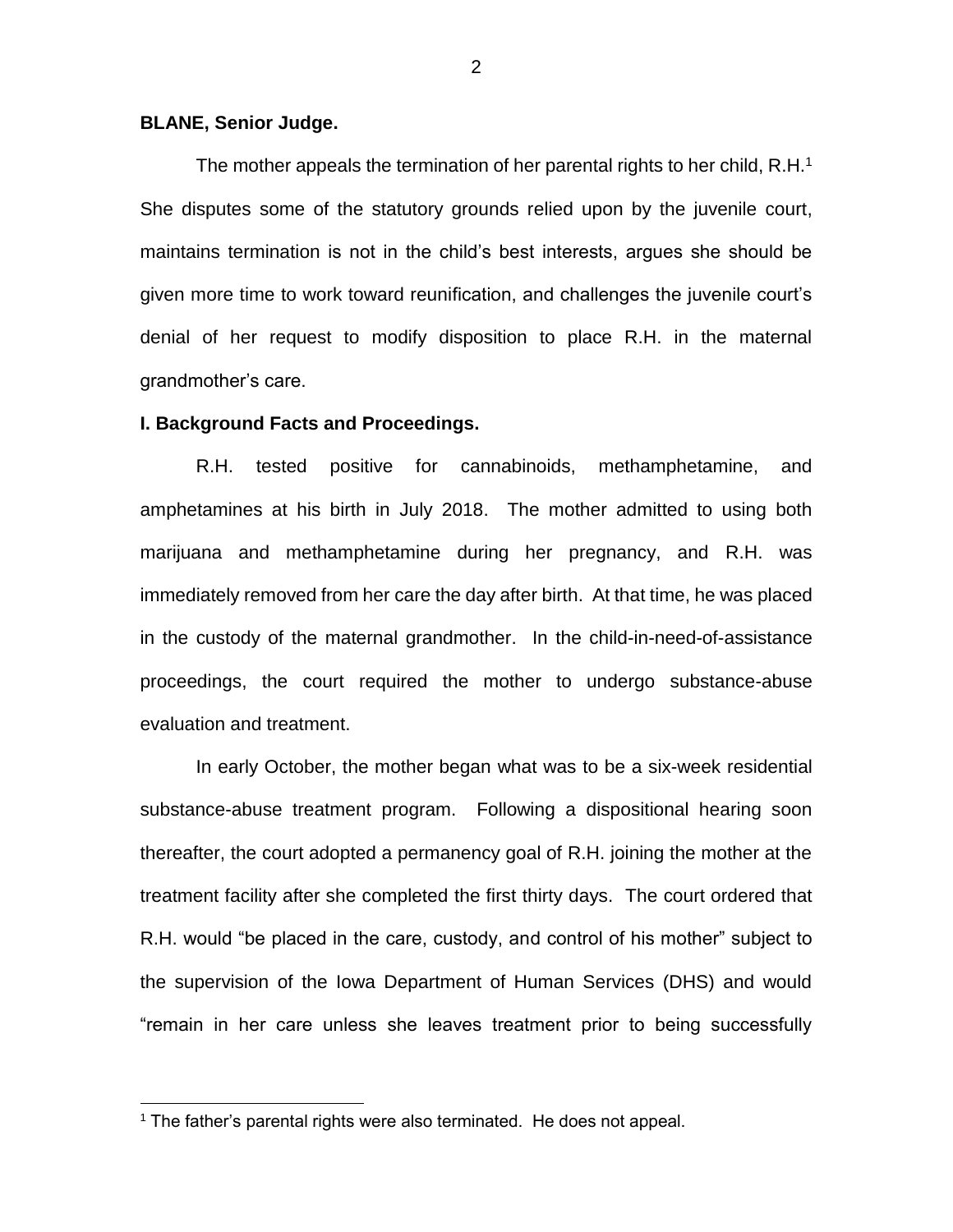**BLANE, Senior Judge.**

The mother appeals the termination of her parental rights to her child, R.H.[1] She disputes some of the statutory grounds relied upon by the juvenile court, maintains termination is not in the child's best interests, argues she should be given more time to work toward reunification, and challenges the juvenile court's denial of her request to modify disposition to place R.H. in the maternal grandmother's care.

**I. Background Facts and Proceedings.**

R.H. tested positive for cannabinoids, methamphetamine, and amphetamines at his birth in July 2018. The mother admitted to using both marijuana and methamphetamine during her pregnancy, and R.H. was immediately removed from her care the day after birth. At that time, he was placed in the custody of the maternal grandmother. In the child-in-need-of-assistance proceedings, the court required the mother to undergo substance-abuse evaluation and treatment.

In early October, the mother began what was to be a six-week residential substance-abuse treatment program. Following a dispositional hearing soon thereafter, the court adopted a permanency goal of R.H. joining the mother at the treatment facility after she completed the first thirty days. The court ordered that R.H. would "be placed in the care, custody, and control of his mother" subject to the supervision of the Iowa Department of Human Services (DHS) and would "remain in her care unless she leaves treatment prior to being successfully

[1] The father's parental rights were also terminated. He does not appeal.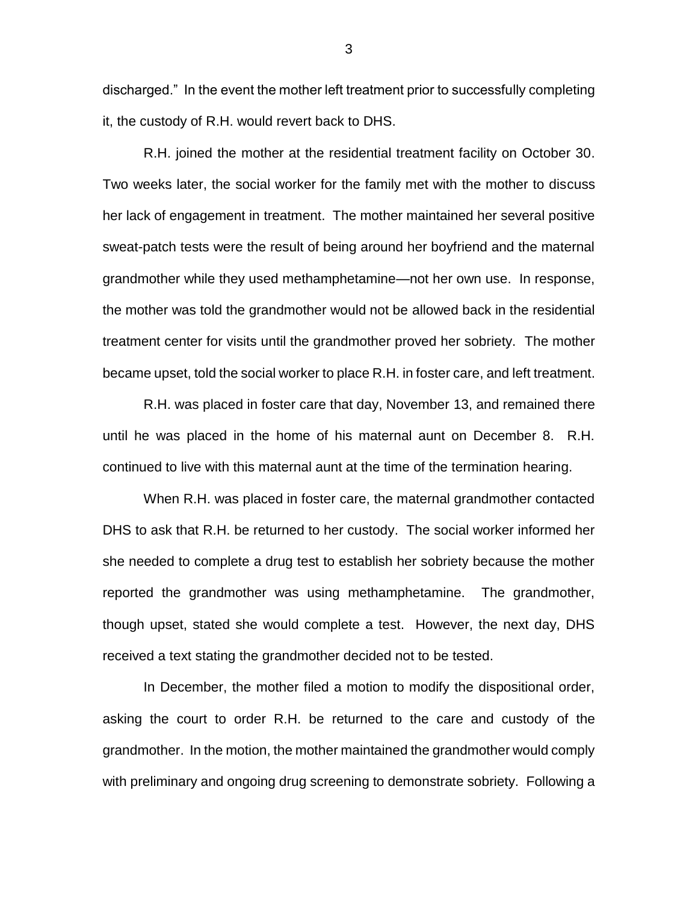discharged." In the event the mother left treatment prior to successfully completing it, the custody of R.H. would revert back to DHS.

R.H. joined the mother at the residential treatment facility on October 30. Two weeks later, the social worker for the family met with the mother to discuss her lack of engagement in treatment. The mother maintained her several positive sweat-patch tests were the result of being around her boyfriend and the maternal grandmother while they used methamphetamine—not her own use. In response, the mother was told the grandmother would not be allowed back in the residential treatment center for visits until the grandmother proved her sobriety. The mother became upset, told the social worker to place R.H. in foster care, and left treatment.

R.H. was placed in foster care that day, November 13, and remained there until he was placed in the home of his maternal aunt on December 8. R.H. continued to live with this maternal aunt at the time of the termination hearing.

When R.H. was placed in foster care, the maternal grandmother contacted DHS to ask that R.H. be returned to her custody. The social worker informed her she needed to complete a drug test to establish her sobriety because the mother reported the grandmother was using methamphetamine. The grandmother, though upset, stated she would complete a test. However, the next day, DHS received a text stating the grandmother decided not to be tested.

In December, the mother filed a motion to modify the dispositional order, asking the court to order R.H. be returned to the care and custody of the grandmother. In the motion, the mother maintained the grandmother would comply with preliminary and ongoing drug screening to demonstrate sobriety. Following a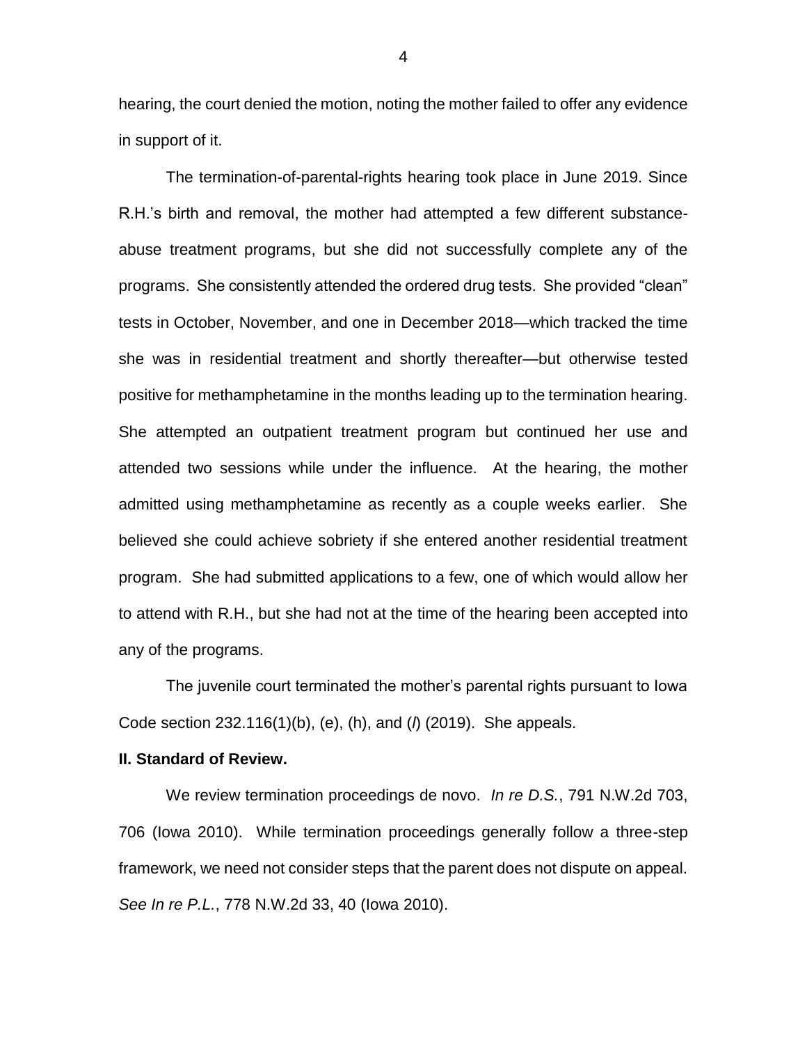hearing, the court denied the motion, noting the mother failed to offer any evidence in support of it.

The termination-of-parental-rights hearing took place in June 2019. Since R.H.'s birth and removal, the mother had attempted a few different substance-abuse treatment programs, but she did not successfully complete any of the programs. She consistently attended the ordered drug tests. She provided "clean" tests in October, November, and one in December 2018—which tracked the time she was in residential treatment and shortly thereafter—but otherwise tested positive for methamphetamine in the months leading up to the termination hearing. She attempted an outpatient treatment program but continued her use and attended two sessions while under the influence. At the hearing, the mother admitted using methamphetamine as recently as a couple weeks earlier. She believed she could achieve sobriety if she entered another residential treatment program. She had submitted applications to a few, one of which would allow her to attend with R.H., but she had not at the time of the hearing been accepted into any of the programs.

The juvenile court terminated the mother's parental rights pursuant to Iowa Code section 232.116(1)(b), (e), (h), and (*l*) (2019). She appeals.

**II. Standard of Review.**

We review termination proceedings de novo. *In re D.S.*, 791 N.W.2d 703, 706 (Iowa 2010). While termination proceedings generally follow a three-step framework, we need not consider steps that the parent does not dispute on appeal. *See In re P.L.*, 778 N.W.2d 33, 40 (Iowa 2010).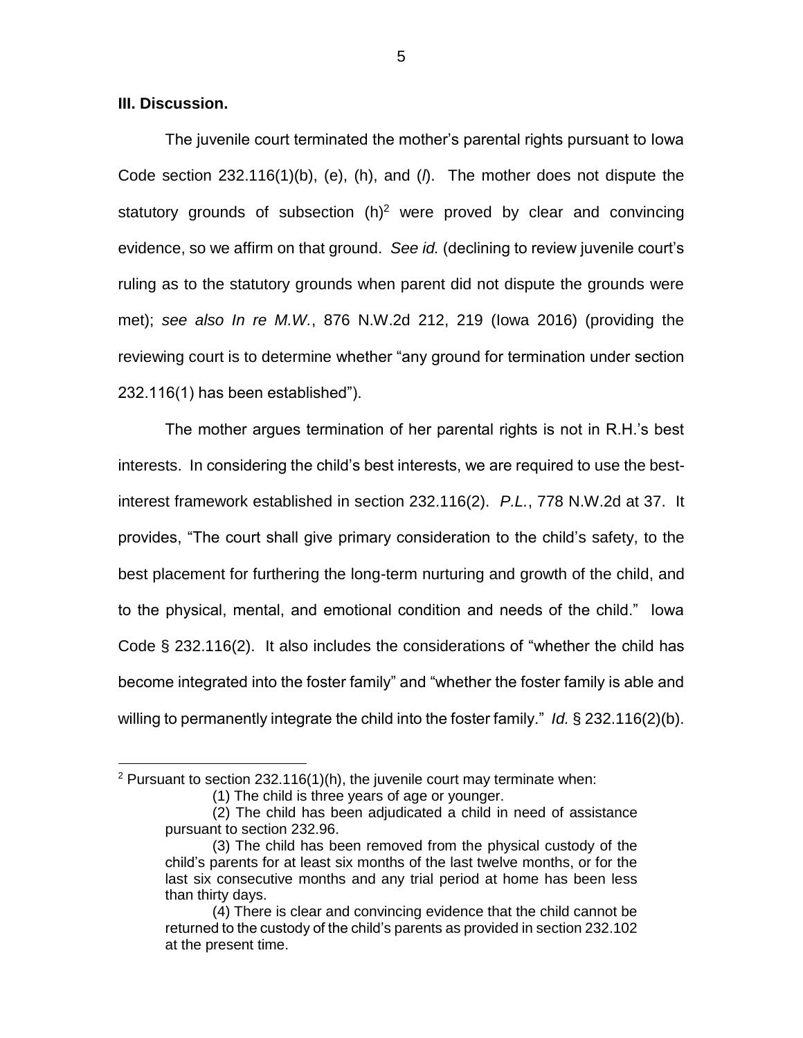**III. Discussion.**

The juvenile court terminated the mother's parental rights pursuant to Iowa Code section 232.116(1)(b), (e), (h), and (*l*). The mother does not dispute the statutory grounds of subsection (h)[2] were proved by clear and convincing evidence, so we affirm on that ground. *See id.* (declining to review juvenile court's ruling as to the statutory grounds when parent did not dispute the grounds were met); *see also In re M.W.*, 876 N.W.2d 212, 219 (Iowa 2016) (providing the reviewing court is to determine whether "any ground for termination under section 232.116(1) has been established").

The mother argues termination of her parental rights is not in R.H.'s best interests. In considering the child's best interests, we are required to use the best-interest framework established in section 232.116(2). *P.L.*, 778 N.W.2d at 37. It provides, "The court shall give primary consideration to the child's safety, to the best placement for furthering the long-term nurturing and growth of the child, and to the physical, mental, and emotional condition and needs of the child." Iowa Code § 232.116(2). It also includes the considerations of "whether the child has become integrated into the foster family" and "whether the foster family is able and willing to permanently integrate the child into the foster family." *Id.* § 232.116(2)(b).

---

[2] Pursuant to section 232.116(1)(h), the juvenile court may terminate when:

> (1) The child is three years of age or younger.
>
> (2) The child has been adjudicated a child in need of assistance pursuant to section 232.96.
>
> (3) The child has been removed from the physical custody of the child's parents for at least six months of the last twelve months, or for the last six consecutive months and any trial period at home has been less than thirty days.
>
> (4) There is clear and convincing evidence that the child cannot be returned to the custody of the child's parents as provided in section 232.102 at the present time.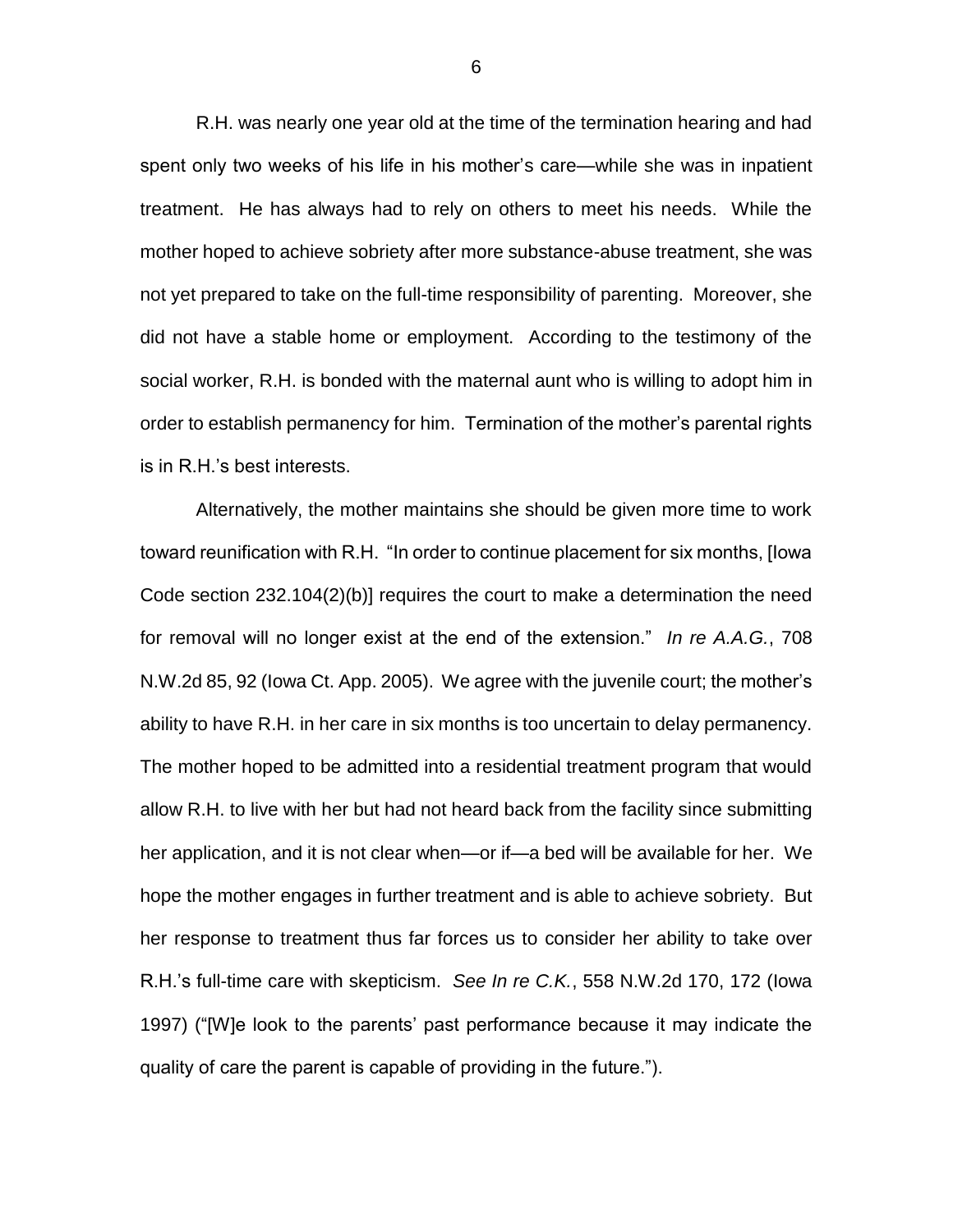R.H. was nearly one year old at the time of the termination hearing and had spent only two weeks of his life in his mother's care—while she was in inpatient treatment. He has always had to rely on others to meet his needs. While the mother hoped to achieve sobriety after more substance-abuse treatment, she was not yet prepared to take on the full-time responsibility of parenting. Moreover, she did not have a stable home or employment. According to the testimony of the social worker, R.H. is bonded with the maternal aunt who is willing to adopt him in order to establish permanency for him. Termination of the mother's parental rights is in R.H.'s best interests.

Alternatively, the mother maintains she should be given more time to work toward reunification with R.H. "In order to continue placement for six months, [Iowa Code section 232.104(2)(b)] requires the court to make a determination the need for removal will no longer exist at the end of the extension." *In re A.A.G.*, 708 N.W.2d 85, 92 (Iowa Ct. App. 2005). We agree with the juvenile court; the mother's ability to have R.H. in her care in six months is too uncertain to delay permanency. The mother hoped to be admitted into a residential treatment program that would allow R.H. to live with her but had not heard back from the facility since submitting her application, and it is not clear when—or if—a bed will be available for her. We hope the mother engages in further treatment and is able to achieve sobriety. But her response to treatment thus far forces us to consider her ability to take over R.H.'s full-time care with skepticism. *See In re C.K.*, 558 N.W.2d 170, 172 (Iowa 1997) ("[W]e look to the parents' past performance because it may indicate the quality of care the parent is capable of providing in the future.").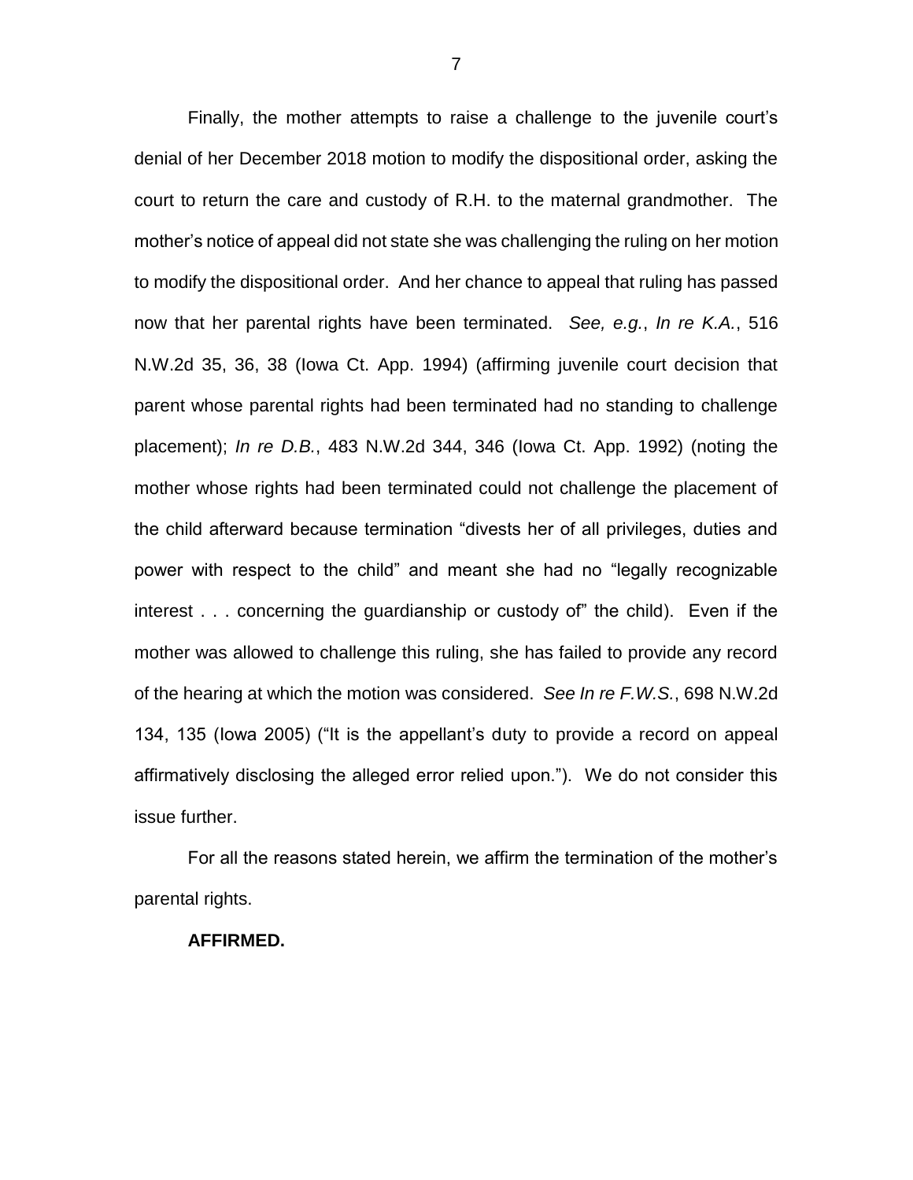Finally, the mother attempts to raise a challenge to the juvenile court's denial of her December 2018 motion to modify the dispositional order, asking the court to return the care and custody of R.H. to the maternal grandmother. The mother's notice of appeal did not state she was challenging the ruling on her motion to modify the dispositional order. And her chance to appeal that ruling has passed now that her parental rights have been terminated. *See, e.g.*, *In re K.A.*, 516 N.W.2d 35, 36, 38 (Iowa Ct. App. 1994) (affirming juvenile court decision that parent whose parental rights had been terminated had no standing to challenge placement); *In re D.B.*, 483 N.W.2d 344, 346 (Iowa Ct. App. 1992) (noting the mother whose rights had been terminated could not challenge the placement of the child afterward because termination "divests her of all privileges, duties and power with respect to the child" and meant she had no "legally recognizable interest . . . concerning the guardianship or custody of" the child). Even if the mother was allowed to challenge this ruling, she has failed to provide any record of the hearing at which the motion was considered. *See In re F.W.S.*, 698 N.W.2d 134, 135 (Iowa 2005) ("It is the appellant's duty to provide a record on appeal affirmatively disclosing the alleged error relied upon."). We do not consider this issue further.

For all the reasons stated herein, we affirm the termination of the mother's parental rights.

**AFFIRMED.**